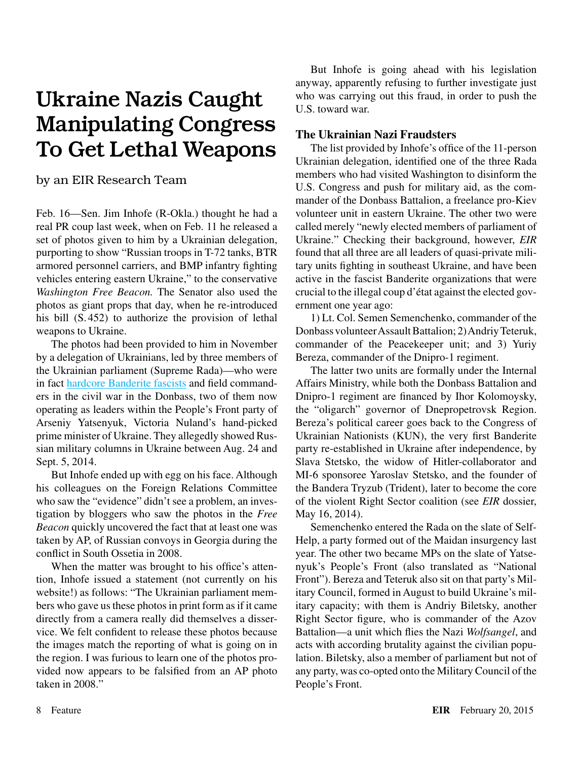# Ukraine Nazis Caught Manipulating Congress To Get Lethal Weapons

by an EIR Research Team

Feb. 16—Sen. Jim Inhofe (R-Okla.) thought he had a real PR coup last week, when on Feb. 11 he released a set of photos given to him by a Ukrainian delegation, purporting to show "Russian troops in T-72 tanks, BTR armored personnel carriers, and BMP infantry fighting vehicles entering eastern Ukraine," to the conservative *Washington Free Beacon.* The Senator also used the photos as giant props that day, when he re-introduced his bill (S.452) to authorize the provision of lethal weapons to Ukraine.

The photos had been provided to him in November by a delegation of Ukrainians, led by three members of the Ukrainian parliament (Supreme Rada)—who were in fact [hardcore Banderite fascists](#) and field commanders in the civil war in the Donbass, two of them now operating as leaders within the People's Front party of Arseniy Yatsenyuk, Victoria Nuland's hand-picked prime minister of Ukraine. They allegedly showed Russian military columns in Ukraine between Aug. 24 and Sept. 5, 2014.

But Inhofe ended up with egg on his face. Although his colleagues on the Foreign Relations Committee who saw the "evidence" didn't see a problem, an investigation by bloggers who saw the photos in the *Free Beacon* quickly uncovered the fact that at least one was taken by AP, of Russian convoys in Georgia during the conflict in South Ossetia in 2008.

When the matter was brought to his office's attention, Inhofe issued a statement (not currently on his website!) as follows: "The Ukrainian parliament members who gave us these photos in print form as if it came directly from a camera really did themselves a disservice. We felt confident to release these photos because the images match the reporting of what is going on in the region. I was furious to learn one of the photos provided now appears to be falsified from an AP photo taken in 2008."

But Inhofe is going ahead with his legislation anyway, apparently refusing to further investigate just who was carrying out this fraud, in order to push the U.S. toward war.

### The Ukrainian Nazi Fraudsters

The list provided by Inhofe's office of the 11-person Ukrainian delegation, identified one of the three Rada members who had visited Washington to disinform the U.S. Congress and push for military aid, as the commander of the Donbass Battalion, a freelance pro-Kiev volunteer unit in eastern Ukraine. The other two were called merely "newly elected members of parliament of Ukraine." Checking their background, however, *EIR* found that all three are all leaders of quasi-private military units fighting in southeast Ukraine, and have been active in the fascist Banderite organizations that were crucial to the illegal coup d'état against the elected government one year ago:

1) Lt. Col. Semen Semenchenko, commander of the Donbass volunteer Assault Battalion; 2) Andriy Teteruk, commander of the Peacekeeper unit; and 3) Yuriy Bereza, commander of the Dnipro-1 regiment.

The latter two units are formally under the Internal Affairs Ministry, while both the Donbass Battalion and Dnipro-1 regiment are financed by Ihor Kolomoysky, the "oligarch" governor of Dnepropetrovsk Region. Bereza's political career goes back to the Congress of Ukrainian Nationists (KUN), the very first Banderite party re-established in Ukraine after independence, by Slava Stetsko, the widow of Hitler-collaborator and MI-6 sponsoree Yaroslav Stetsko, and the founder of the Bandera Tryzub (Trident), later to become the core of the violent Right Sector coalition (see *EIR* dossier, May 16, 2014).

Semenchenko entered the Rada on the slate of Self-Help, a party formed out of the Maidan insurgency last year. The other two became MPs on the slate of Yatsenyuk's People's Front (also translated as "National Front"). Bereza and Teteruk also sit on that party's Military Council, formed in August to build Ukraine's military capacity; with them is Andriy Biletsky, another Right Sector figure, who is commander of the Azov Battalion—a unit which flies the Nazi *Wolfsangel*, and acts with according brutality against the civilian population. Biletsky, also a member of parliament but not of any party, was co-opted onto the Military Council of the People's Front.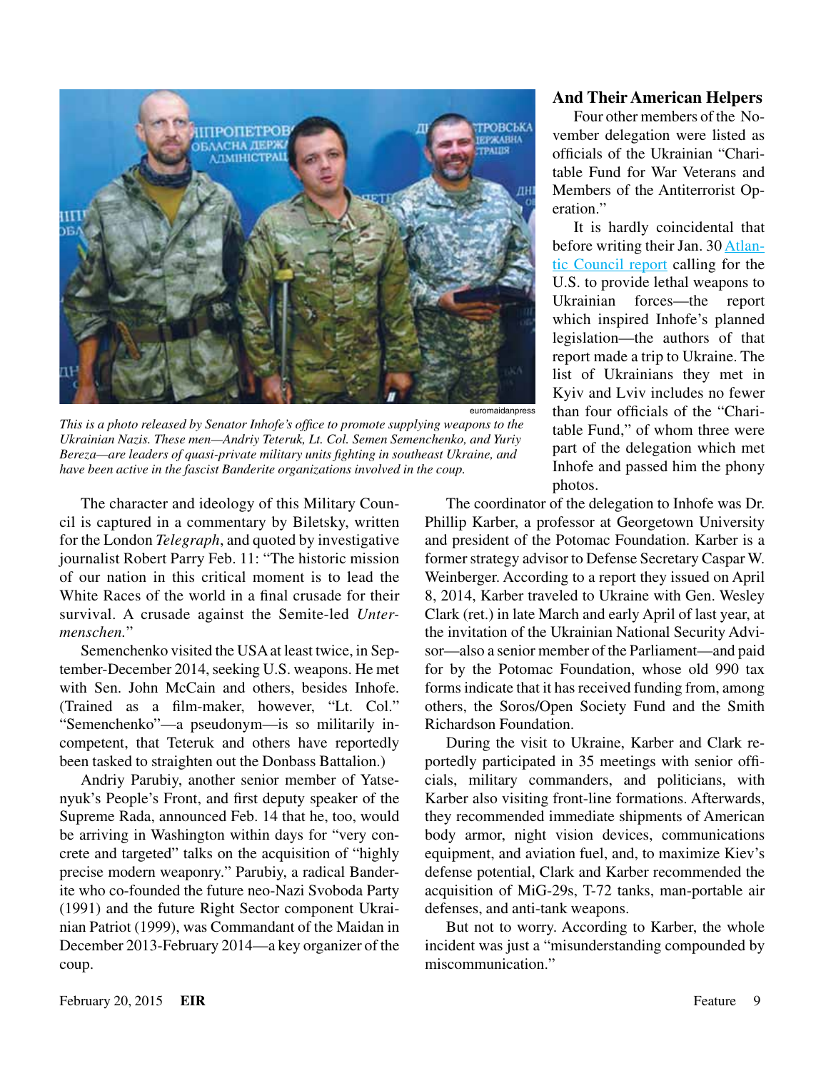euromaidanpress

*This is a photo released by Senator Inhofe's office to promote supplying weapons to the Ukrainian Nazis. These men—Andriy Teteruk, Lt. Col. Semen Semenchenko, and Yuriy Bereza—are leaders of quasi-private military units fighting in southeast Ukraine, and have been active in the fascist Banderite organizations involved in the coup.*

The character and ideology of this Military Council is captured in a commentary by Biletsky, written for the London *Telegraph*, and quoted by investigative journalist Robert Parry Feb. 11: "The historic mission of our nation in this critical moment is to lead the White Races of the world in a final crusade for their survival. A crusade against the Semite-led *Untermenschen.*"

Semenchenko visited the USA at least twice, in September-December 2014, seeking U.S. weapons. He met with Sen. John McCain and others, besides Inhofe. (Trained as a film-maker, however, "Lt. Col." "Semenchenko"—a pseudonym—is so militarily incompetent, that Teteruk and others have reportedly been tasked to straighten out the Donbass Battalion.)

Andriy Parubiy, another senior member of Yatsenyuk's People's Front, and first deputy speaker of the Supreme Rada, announced Feb. 14 that he, too, would be arriving in Washington within days for "very concrete and targeted" talks on the acquisition of "highly precise modern weaponry." Parubiy, a radical Banderite who co-founded the future neo-Nazi Svoboda Party (1991) and the future Right Sector component Ukrainian Patriot (1999), was Commandant of the Maidan in December 2013-February 2014—a key organizer of the coup.

## And Their American Helpers

Four other members of the November delegation were listed as officials of the Ukrainian "Charitable Fund for War Veterans and Members of the Antiterrorist Operation."

It is hardly coincidental that before writing their Jan. 30 Atlantic Council report calling for the U.S. to provide lethal weapons to Ukrainian forces—the report which inspired Inhofe's planned legislation—the authors of that report made a trip to Ukraine. The list of Ukrainians they met in Kyiv and Lviv includes no fewer than four officials of the "Charitable Fund," of whom three were part of the delegation which met Inhofe and passed him the phony photos.

The coordinator of the delegation to Inhofe was Dr. Phillip Karber, a professor at Georgetown University and president of the Potomac Foundation. Karber is a former strategy advisor to Defense Secretary Caspar W. Weinberger. According to a report they issued on April 8, 2014, Karber traveled to Ukraine with Gen. Wesley Clark (ret.) in late March and early April of last year, at the invitation of the Ukrainian National Security Advisor—also a senior member of the Parliament—and paid for by the Potomac Foundation, whose old 990 tax forms indicate that it has received funding from, among others, the Soros/Open Society Fund and the Smith Richardson Foundation.

During the visit to Ukraine, Karber and Clark reportedly participated in 35 meetings with senior officials, military commanders, and politicians, with Karber also visiting front-line formations. Afterwards, they recommended immediate shipments of American body armor, night vision devices, communications equipment, and aviation fuel, and, to maximize Kiev's defense potential, Clark and Karber recommended the acquisition of MiG-29s, T-72 tanks, man-portable air defenses, and anti-tank weapons.

But not to worry. According to Karber, the whole incident was just a "misunderstanding compounded by miscommunication."